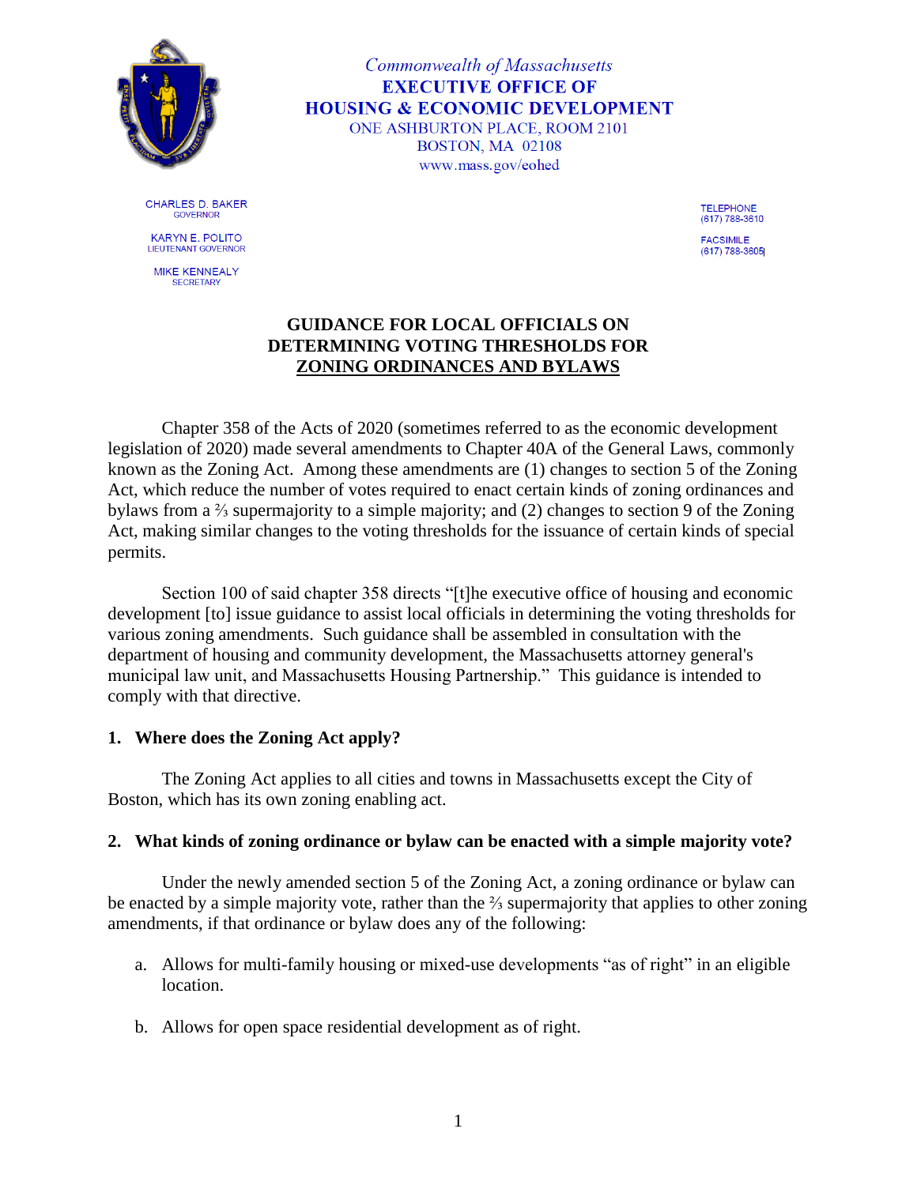*Commonwealth of Massachusetts*
**EXECUTIVE OFFICE OF HOUSING & ECONOMIC DEVELOPMENT**
ONE ASHBURTON PLACE, ROOM 2101
BOSTON, MA 02108
www.mass.gov/eohed

CHARLES D. BAKER
GOVERNOR

KARYN E. POLITO
LIEUTENANT GOVERNOR

MIKE KENNEALY
SECRETARY

TELEPHONE
(617) 788-3610

FACSIMILE
(617) 788-3605

# GUIDANCE FOR LOCAL OFFICIALS ON DETERMINING VOTING THRESHOLDS FOR ZONING ORDINANCES AND BYLAWS

Chapter 358 of the Acts of 2020 (sometimes referred to as the economic development legislation of 2020) made several amendments to Chapter 40A of the General Laws, commonly known as the Zoning Act. Among these amendments are (1) changes to section 5 of the Zoning Act, which reduce the number of votes required to enact certain kinds of zoning ordinances and bylaws from a ⅔ supermajority to a simple majority; and (2) changes to section 9 of the Zoning Act, making similar changes to the voting thresholds for the issuance of certain kinds of special permits.

Section 100 of said chapter 358 directs "[t]he executive office of housing and economic development [to] issue guidance to assist local officials in determining the voting thresholds for various zoning amendments. Such guidance shall be assembled in consultation with the department of housing and community development, the Massachusetts attorney general's municipal law unit, and Massachusetts Housing Partnership." This guidance is intended to comply with that directive.

## 1. Where does the Zoning Act apply?

The Zoning Act applies to all cities and towns in Massachusetts except the City of Boston, which has its own zoning enabling act.

## 2. What kinds of zoning ordinance or bylaw can be enacted with a simple majority vote?

Under the newly amended section 5 of the Zoning Act, a zoning ordinance or bylaw can be enacted by a simple majority vote, rather than the ⅔ supermajority that applies to other zoning amendments, if that ordinance or bylaw does any of the following:

a. Allows for multi-family housing or mixed-use developments "as of right" in an eligible location.

b. Allows for open space residential development as of right.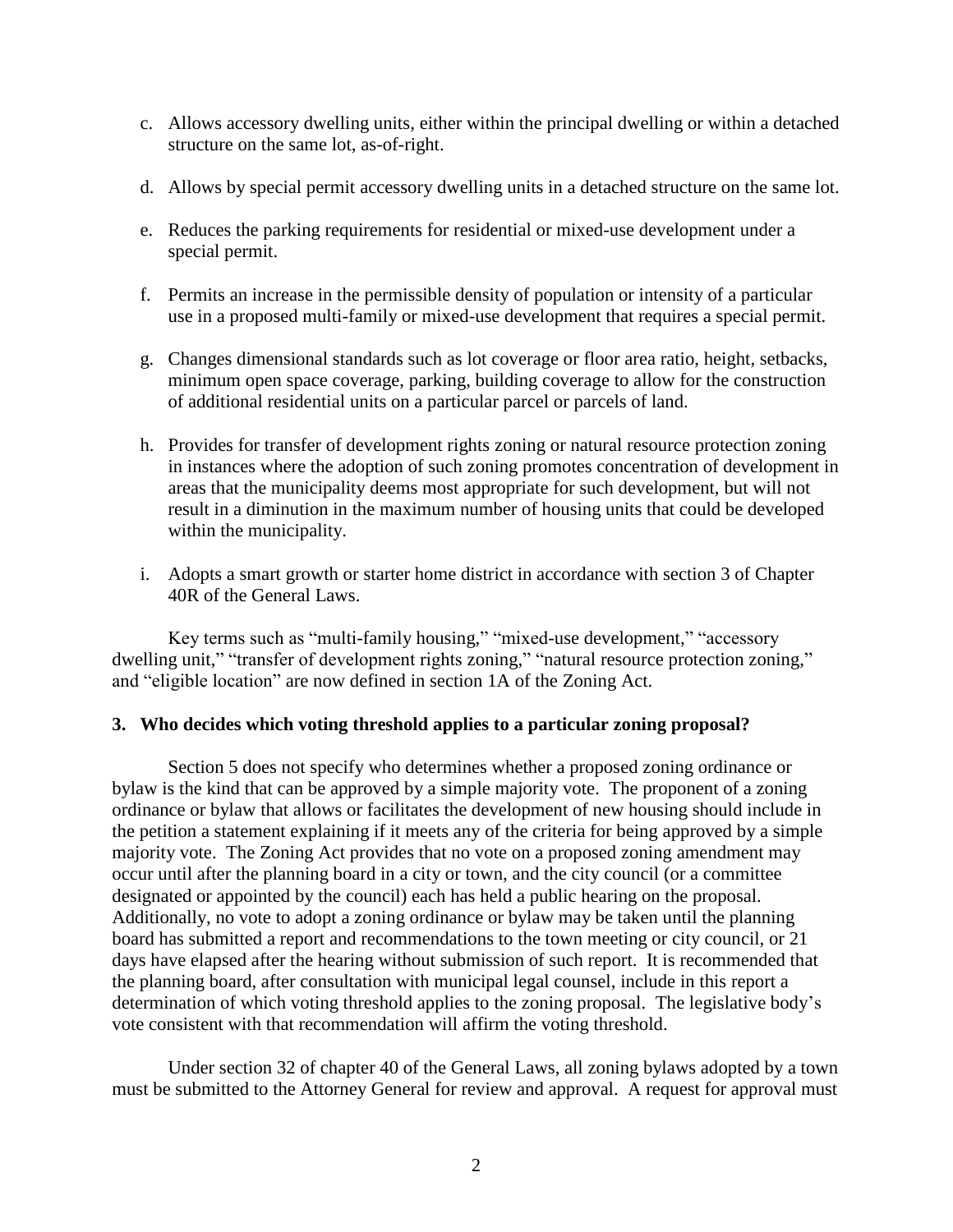c. Allows accessory dwelling units, either within the principal dwelling or within a detached structure on the same lot, as-of-right.

d. Allows by special permit accessory dwelling units in a detached structure on the same lot.

e. Reduces the parking requirements for residential or mixed-use development under a special permit.

f. Permits an increase in the permissible density of population or intensity of a particular use in a proposed multi-family or mixed-use development that requires a special permit.

g. Changes dimensional standards such as lot coverage or floor area ratio, height, setbacks, minimum open space coverage, parking, building coverage to allow for the construction of additional residential units on a particular parcel or parcels of land.

h. Provides for transfer of development rights zoning or natural resource protection zoning in instances where the adoption of such zoning promotes concentration of development in areas that the municipality deems most appropriate for such development, but will not result in a diminution in the maximum number of housing units that could be developed within the municipality.

i. Adopts a smart growth or starter home district in accordance with section 3 of Chapter 40R of the General Laws.

Key terms such as "multi-family housing," "mixed-use development," "accessory dwelling unit," "transfer of development rights zoning," "natural resource protection zoning," and "eligible location" are now defined in section 1A of the Zoning Act.

### 3. Who decides which voting threshold applies to a particular zoning proposal?

Section 5 does not specify who determines whether a proposed zoning ordinance or bylaw is the kind that can be approved by a simple majority vote. The proponent of a zoning ordinance or bylaw that allows or facilitates the development of new housing should include in the petition a statement explaining if it meets any of the criteria for being approved by a simple majority vote. The Zoning Act provides that no vote on a proposed zoning amendment may occur until after the planning board in a city or town, and the city council (or a committee designated or appointed by the council) each has held a public hearing on the proposal. Additionally, no vote to adopt a zoning ordinance or bylaw may be taken until the planning board has submitted a report and recommendations to the town meeting or city council, or 21 days have elapsed after the hearing without submission of such report. It is recommended that the planning board, after consultation with municipal legal counsel, include in this report a determination of which voting threshold applies to the zoning proposal. The legislative body's vote consistent with that recommendation will affirm the voting threshold.

Under section 32 of chapter 40 of the General Laws, all zoning bylaws adopted by a town must be submitted to the Attorney General for review and approval. A request for approval must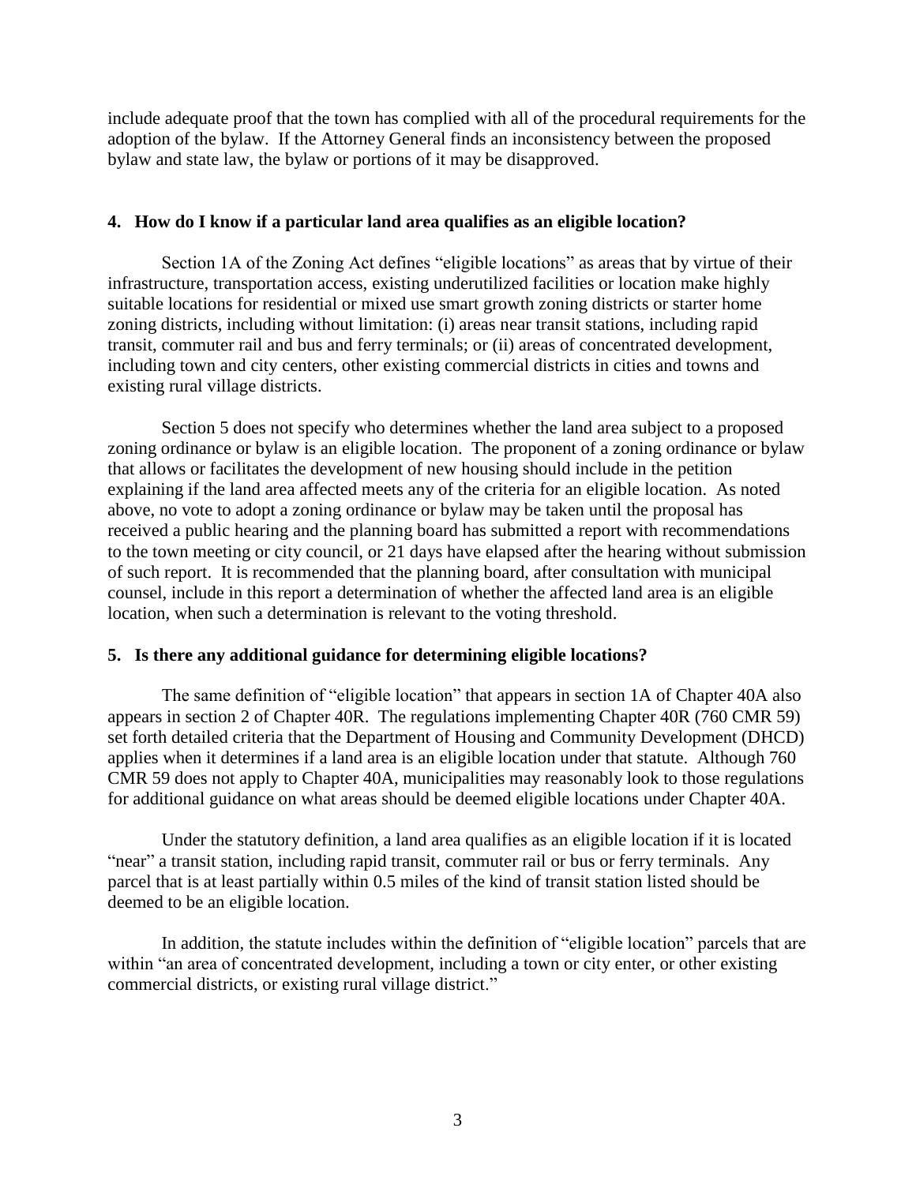include adequate proof that the town has complied with all of the procedural requirements for the adoption of the bylaw. If the Attorney General finds an inconsistency between the proposed bylaw and state law, the bylaw or portions of it may be disapproved.

**4. How do I know if a particular land area qualifies as an eligible location?**

Section 1A of the Zoning Act defines "eligible locations" as areas that by virtue of their infrastructure, transportation access, existing underutilized facilities or location make highly suitable locations for residential or mixed use smart growth zoning districts or starter home zoning districts, including without limitation: (i) areas near transit stations, including rapid transit, commuter rail and bus and ferry terminals; or (ii) areas of concentrated development, including town and city centers, other existing commercial districts in cities and towns and existing rural village districts.

Section 5 does not specify who determines whether the land area subject to a proposed zoning ordinance or bylaw is an eligible location. The proponent of a zoning ordinance or bylaw that allows or facilitates the development of new housing should include in the petition explaining if the land area affected meets any of the criteria for an eligible location. As noted above, no vote to adopt a zoning ordinance or bylaw may be taken until the proposal has received a public hearing and the planning board has submitted a report with recommendations to the town meeting or city council, or 21 days have elapsed after the hearing without submission of such report. It is recommended that the planning board, after consultation with municipal counsel, include in this report a determination of whether the affected land area is an eligible location, when such a determination is relevant to the voting threshold.

**5. Is there any additional guidance for determining eligible locations?**

The same definition of "eligible location" that appears in section 1A of Chapter 40A also appears in section 2 of Chapter 40R. The regulations implementing Chapter 40R (760 CMR 59) set forth detailed criteria that the Department of Housing and Community Development (DHCD) applies when it determines if a land area is an eligible location under that statute. Although 760 CMR 59 does not apply to Chapter 40A, municipalities may reasonably look to those regulations for additional guidance on what areas should be deemed eligible locations under Chapter 40A.

Under the statutory definition, a land area qualifies as an eligible location if it is located "near" a transit station, including rapid transit, commuter rail or bus or ferry terminals. Any parcel that is at least partially within 0.5 miles of the kind of transit station listed should be deemed to be an eligible location.

In addition, the statute includes within the definition of "eligible location" parcels that are within "an area of concentrated development, including a town or city enter, or other existing commercial districts, or existing rural village district."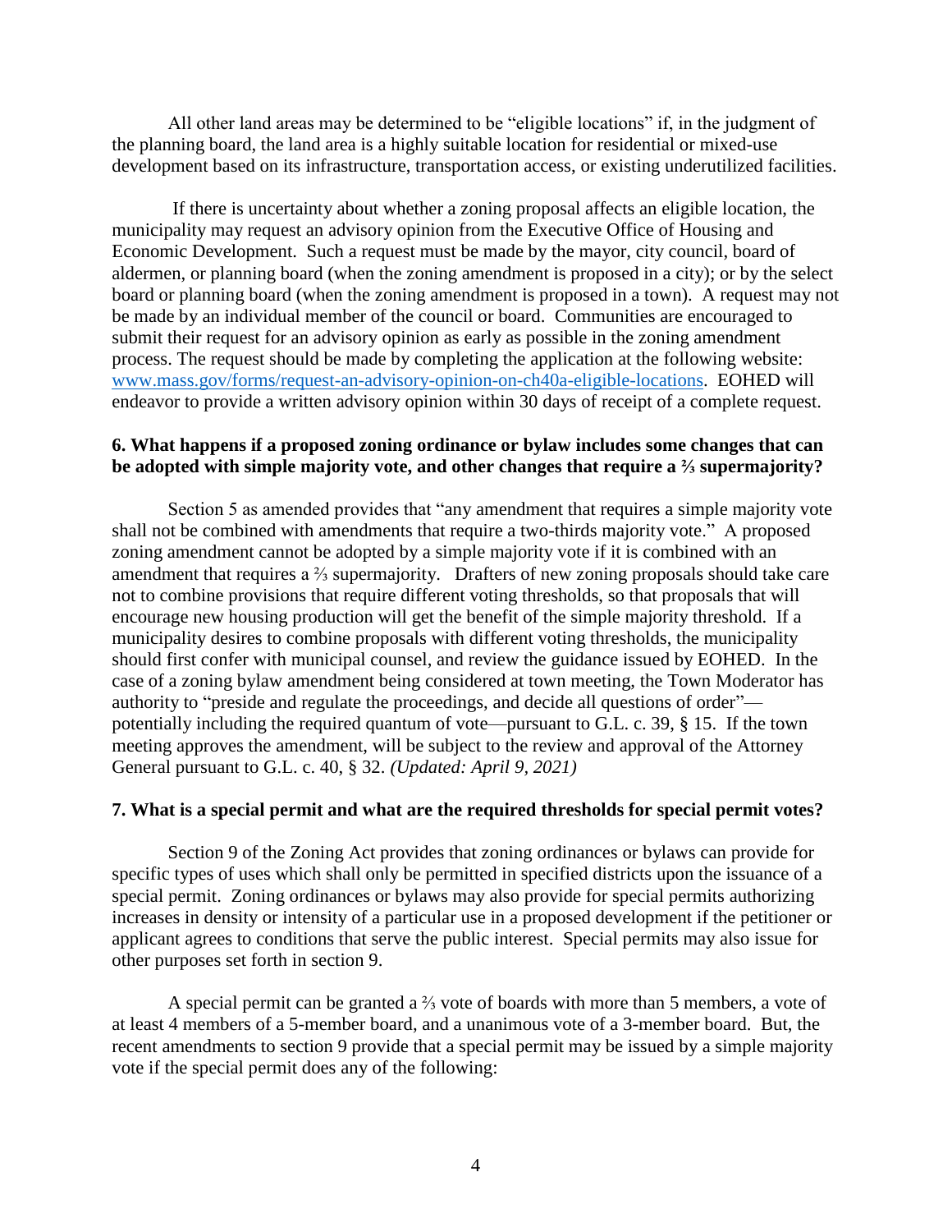All other land areas may be determined to be "eligible locations" if, in the judgment of the planning board, the land area is a highly suitable location for residential or mixed-use development based on its infrastructure, transportation access, or existing underutilized facilities.

If there is uncertainty about whether a zoning proposal affects an eligible location, the municipality may request an advisory opinion from the Executive Office of Housing and Economic Development. Such a request must be made by the mayor, city council, board of aldermen, or planning board (when the zoning amendment is proposed in a city); or by the select board or planning board (when the zoning amendment is proposed in a town). A request may not be made by an individual member of the council or board. Communities are encouraged to submit their request for an advisory opinion as early as possible in the zoning amendment process. The request should be made by completing the application at the following website: [www.mass.gov/forms/request-an-advisory-opinion-on-ch40a-eligible-locations](www.mass.gov/forms/request-an-advisory-opinion-on-ch40a-eligible-locations). EOHED will endeavor to provide a written advisory opinion within 30 days of receipt of a complete request.

### 6. What happens if a proposed zoning ordinance or bylaw includes some changes that can be adopted with simple majority vote, and other changes that require a ⅔ supermajority?

Section 5 as amended provides that "any amendment that requires a simple majority vote shall not be combined with amendments that require a two-thirds majority vote." A proposed zoning amendment cannot be adopted by a simple majority vote if it is combined with an amendment that requires a ⅔ supermajority. Drafters of new zoning proposals should take care not to combine provisions that require different voting thresholds, so that proposals that will encourage new housing production will get the benefit of the simple majority threshold. If a municipality desires to combine proposals with different voting thresholds, the municipality should first confer with municipal counsel, and review the guidance issued by EOHED. In the case of a zoning bylaw amendment being considered at town meeting, the Town Moderator has authority to "preside and regulate the proceedings, and decide all questions of order"—potentially including the required quantum of vote—pursuant to G.L. c. 39, § 15. If the town meeting approves the amendment, will be subject to the review and approval of the Attorney General pursuant to G.L. c. 40, § 32. *(Updated: April 9, 2021)*

### 7. What is a special permit and what are the required thresholds for special permit votes?

Section 9 of the Zoning Act provides that zoning ordinances or bylaws can provide for specific types of uses which shall only be permitted in specified districts upon the issuance of a special permit. Zoning ordinances or bylaws may also provide for special permits authorizing increases in density or intensity of a particular use in a proposed development if the petitioner or applicant agrees to conditions that serve the public interest. Special permits may also issue for other purposes set forth in section 9.

A special permit can be granted a ⅔ vote of boards with more than 5 members, a vote of at least 4 members of a 5-member board, and a unanimous vote of a 3-member board. But, the recent amendments to section 9 provide that a special permit may be issued by a simple majority vote if the special permit does any of the following: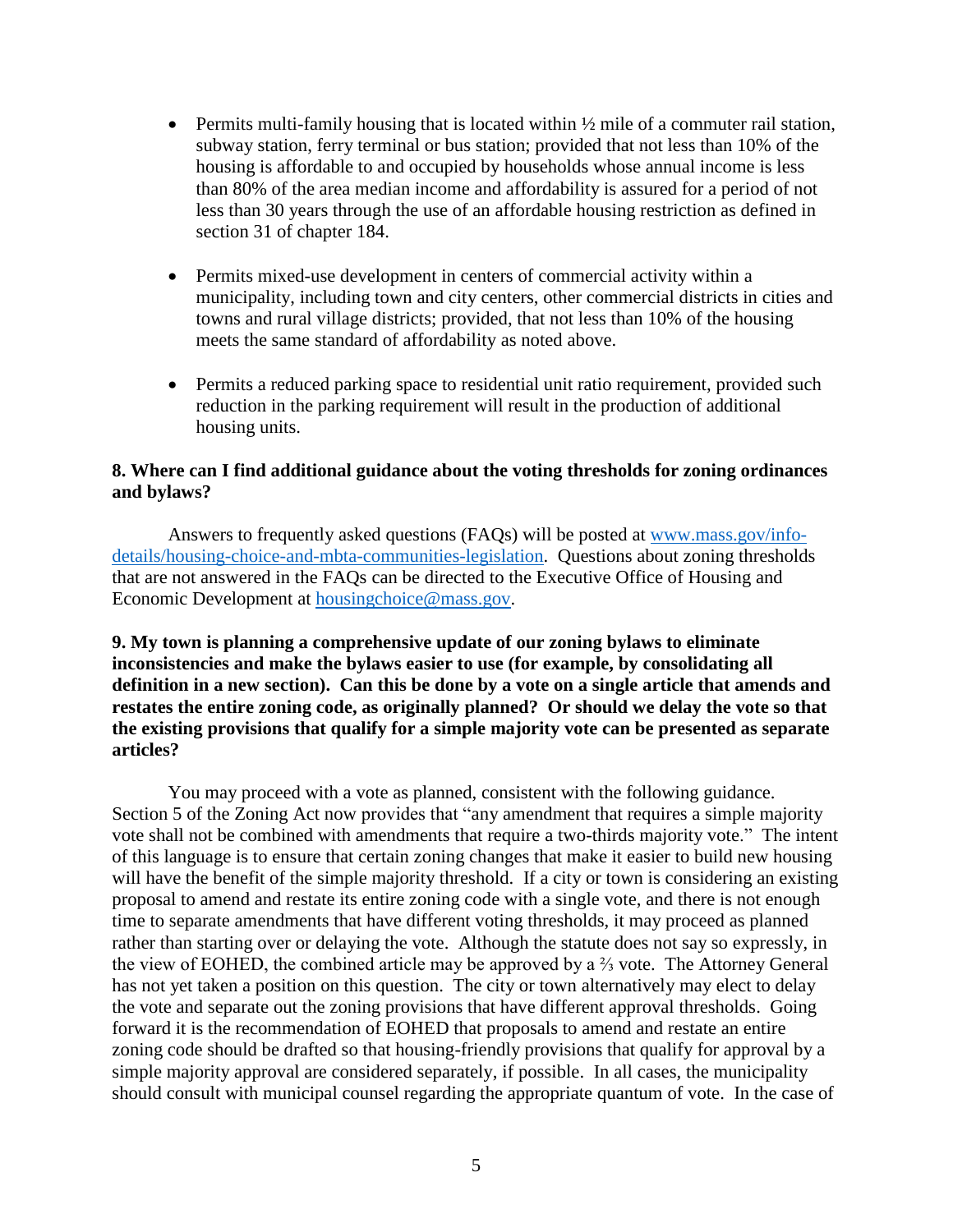- Permits multi-family housing that is located within ½ mile of a commuter rail station, subway station, ferry terminal or bus station; provided that not less than 10% of the housing is affordable to and occupied by households whose annual income is less than 80% of the area median income and affordability is assured for a period of not less than 30 years through the use of an affordable housing restriction as defined in section 31 of chapter 184.

- Permits mixed-use development in centers of commercial activity within a municipality, including town and city centers, other commercial districts in cities and towns and rural village districts; provided, that not less than 10% of the housing meets the same standard of affordability as noted above.

- Permits a reduced parking space to residential unit ratio requirement, provided such reduction in the parking requirement will result in the production of additional housing units.

**8. Where can I find additional guidance about the voting thresholds for zoning ordinances and bylaws?**

Answers to frequently asked questions (FAQs) will be posted at [www.mass.gov/info-details/housing-choice-and-mbta-communities-legislation](www.mass.gov/info-details/housing-choice-and-mbta-communities-legislation). Questions about zoning thresholds that are not answered in the FAQs can be directed to the Executive Office of Housing and Economic Development at [housingchoice@mass.gov](mailto:housingchoice@mass.gov).

**9. My town is planning a comprehensive update of our zoning bylaws to eliminate inconsistencies and make the bylaws easier to use (for example, by consolidating all definition in a new section). Can this be done by a vote on a single article that amends and restates the entire zoning code, as originally planned? Or should we delay the vote so that the existing provisions that qualify for a simple majority vote can be presented as separate articles?**

You may proceed with a vote as planned, consistent with the following guidance. Section 5 of the Zoning Act now provides that "any amendment that requires a simple majority vote shall not be combined with amendments that require a two-thirds majority vote." The intent of this language is to ensure that certain zoning changes that make it easier to build new housing will have the benefit of the simple majority threshold. If a city or town is considering an existing proposal to amend and restate its entire zoning code with a single vote, and there is not enough time to separate amendments that have different voting thresholds, it may proceed as planned rather than starting over or delaying the vote. Although the statute does not say so expressly, in the view of EOHED, the combined article may be approved by a ⅔ vote. The Attorney General has not yet taken a position on this question. The city or town alternatively may elect to delay the vote and separate out the zoning provisions that have different approval thresholds. Going forward it is the recommendation of EOHED that proposals to amend and restate an entire zoning code should be drafted so that housing-friendly provisions that qualify for approval by a simple majority approval are considered separately, if possible. In all cases, the municipality should consult with municipal counsel regarding the appropriate quantum of vote. In the case of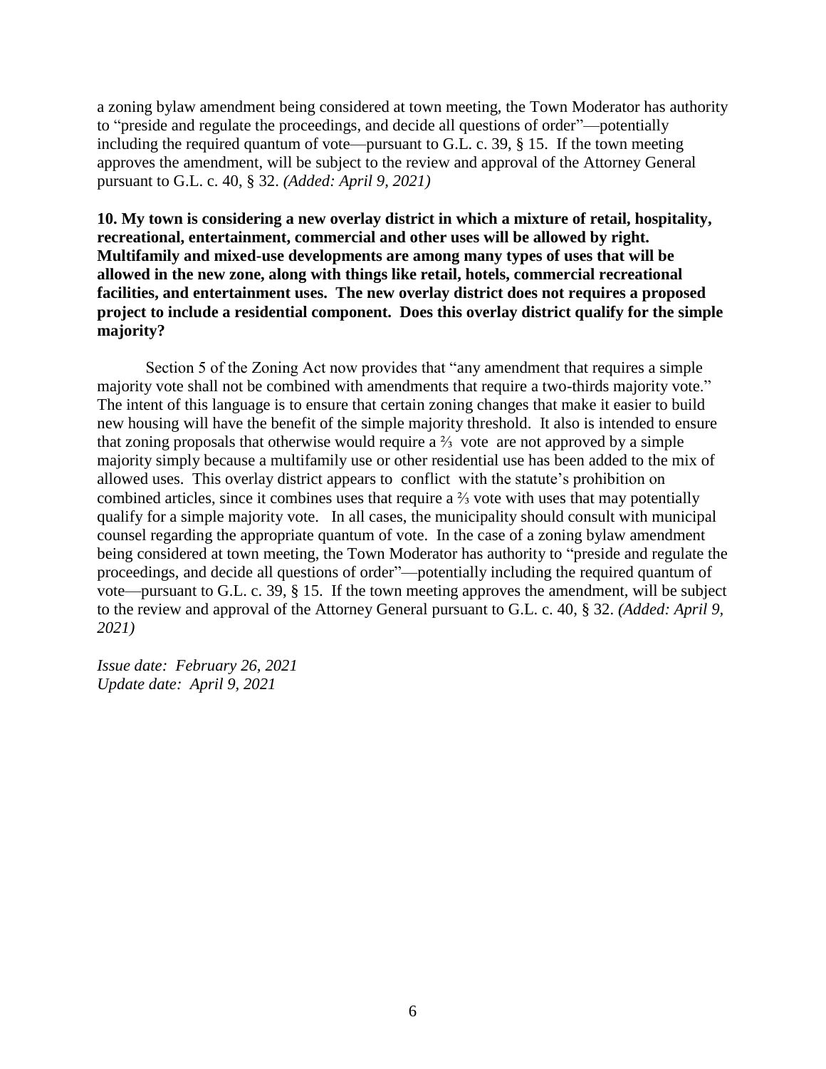a zoning bylaw amendment being considered at town meeting, the Town Moderator has authority to "preside and regulate the proceedings, and decide all questions of order"—potentially including the required quantum of vote—pursuant to G.L. c. 39, § 15. If the town meeting approves the amendment, will be subject to the review and approval of the Attorney General pursuant to G.L. c. 40, § 32. *(Added: April 9, 2021)*

**10. My town is considering a new overlay district in which a mixture of retail, hospitality, recreational, entertainment, commercial and other uses will be allowed by right. Multifamily and mixed-use developments are among many types of uses that will be allowed in the new zone, along with things like retail, hotels, commercial recreational facilities, and entertainment uses. The new overlay district does not requires a proposed project to include a residential component. Does this overlay district qualify for the simple majority?**

Section 5 of the Zoning Act now provides that "any amendment that requires a simple majority vote shall not be combined with amendments that require a two-thirds majority vote." The intent of this language is to ensure that certain zoning changes that make it easier to build new housing will have the benefit of the simple majority threshold. It also is intended to ensure that zoning proposals that otherwise would require a ⅔ vote are not approved by a simple majority simply because a multifamily use or other residential use has been added to the mix of allowed uses. This overlay district appears to conflict with the statute's prohibition on combined articles, since it combines uses that require a ⅔ vote with uses that may potentially qualify for a simple majority vote. In all cases, the municipality should consult with municipal counsel regarding the appropriate quantum of vote. In the case of a zoning bylaw amendment being considered at town meeting, the Town Moderator has authority to "preside and regulate the proceedings, and decide all questions of order"—potentially including the required quantum of vote—pursuant to G.L. c. 39, § 15. If the town meeting approves the amendment, will be subject to the review and approval of the Attorney General pursuant to G.L. c. 40, § 32. *(Added: April 9, 2021)*

*Issue date: February 26, 2021*
*Update date: April 9, 2021*